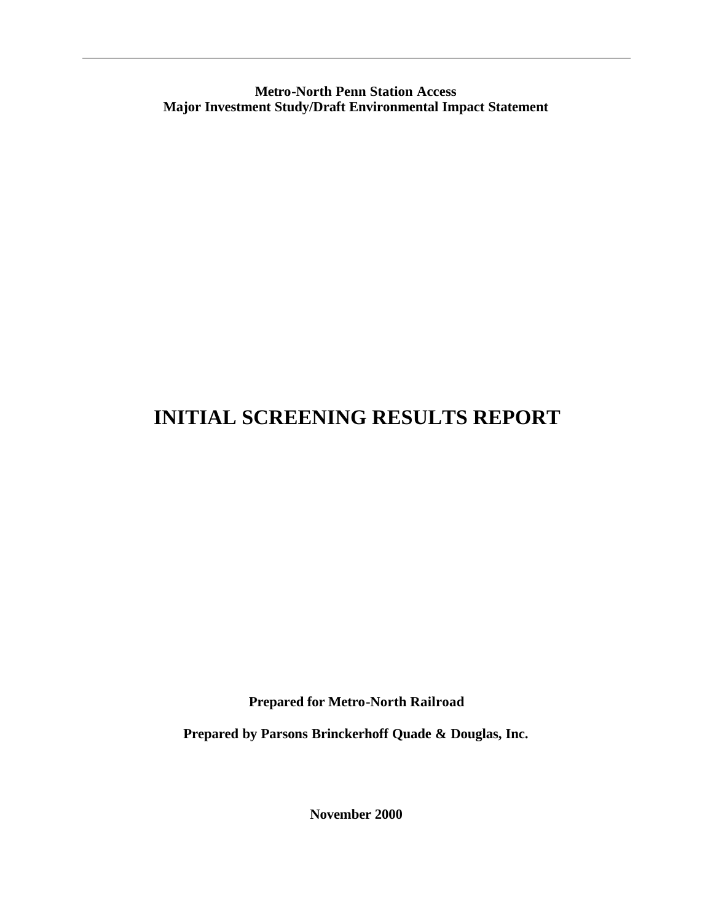**Metro-North Penn Station Access**
**Major Investment Study/Draft Environmental Impact Statement**

# INITIAL SCREENING RESULTS REPORT

**Prepared for Metro-North Railroad**

**Prepared by Parsons Brinckerhoff Quade & Douglas, Inc.**

**November 2000**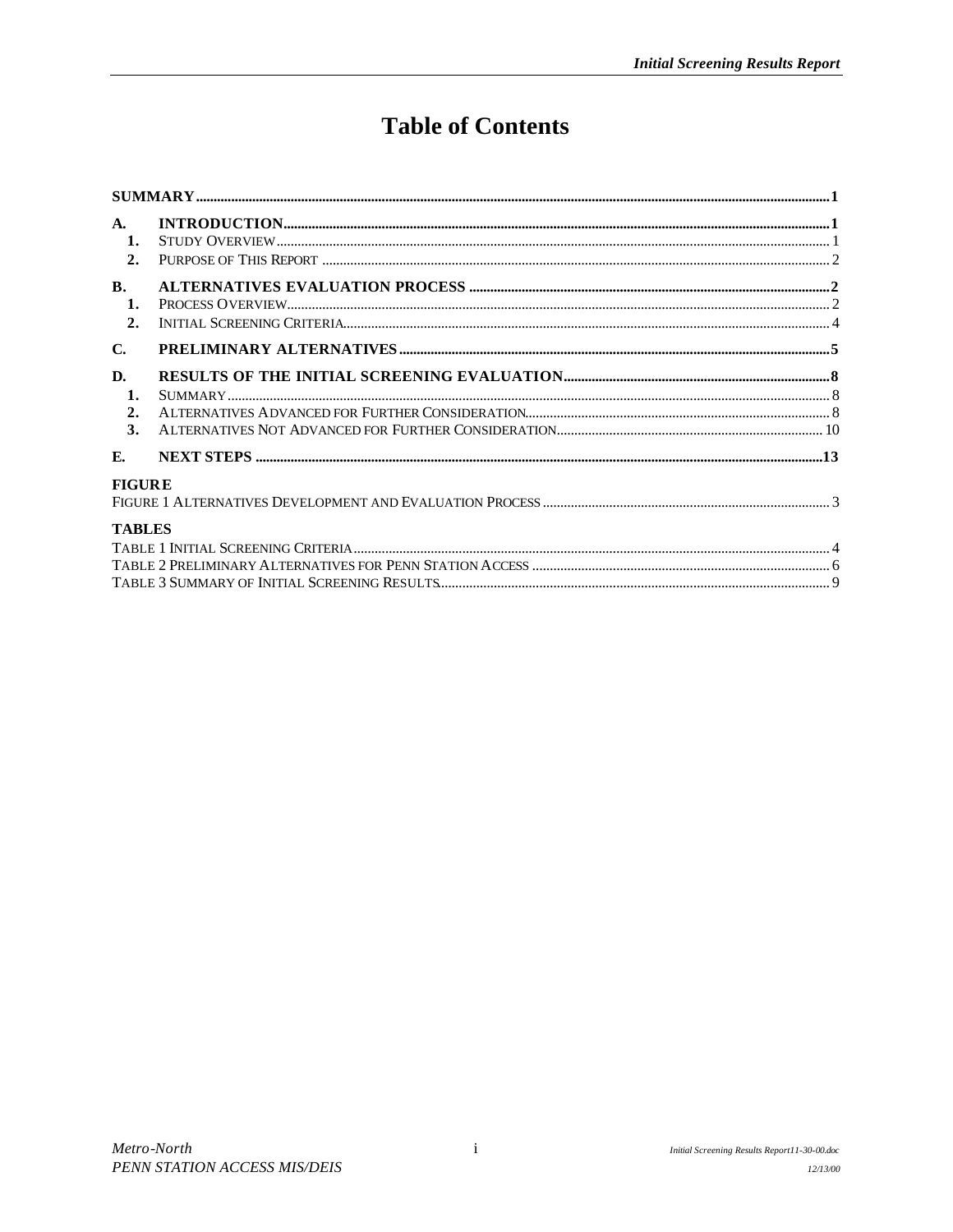# Table of Contents

| | | |
|---|---|---|
| **SUMMARY** | | **1** |
| **A.** | **INTRODUCTION** | **1** |
| 1. | STUDY OVERVIEW | 1 |
| 2. | PURPOSE OF THIS REPORT | 2 |
| **B.** | **ALTERNATIVES EVALUATION PROCESS** | **2** |
| 1. | PROCESS OVERVIEW | 2 |
| 2. | INITIAL SCREENING CRITERIA | 4 |
| **C.** | **PRELIMINARY ALTERNATIVES** | **5** |
| **D.** | **RESULTS OF THE INITIAL SCREENING EVALUATION** | **8** |
| 1. | SUMMARY | 8 |
| 2. | ALTERNATIVES ADVANCED FOR FURTHER CONSIDERATION | 8 |
| 3. | ALTERNATIVES NOT ADVANCED FOR FURTHER CONSIDERATION | 10 |
| **E.** | **NEXT STEPS** | **13** |

**FIGURE**

FIGURE 1 ALTERNATIVES DEVELOPMENT AND EVALUATION PROCESS ..... 3

**TABLES**

TABLE 1 INITIAL SCREENING CRITERIA ..... 4

TABLE 2 PRELIMINARY ALTERNATIVES FOR PENN STATION ACCESS ..... 6

TABLE 3 SUMMARY OF INITIAL SCREENING RESULTS ..... 9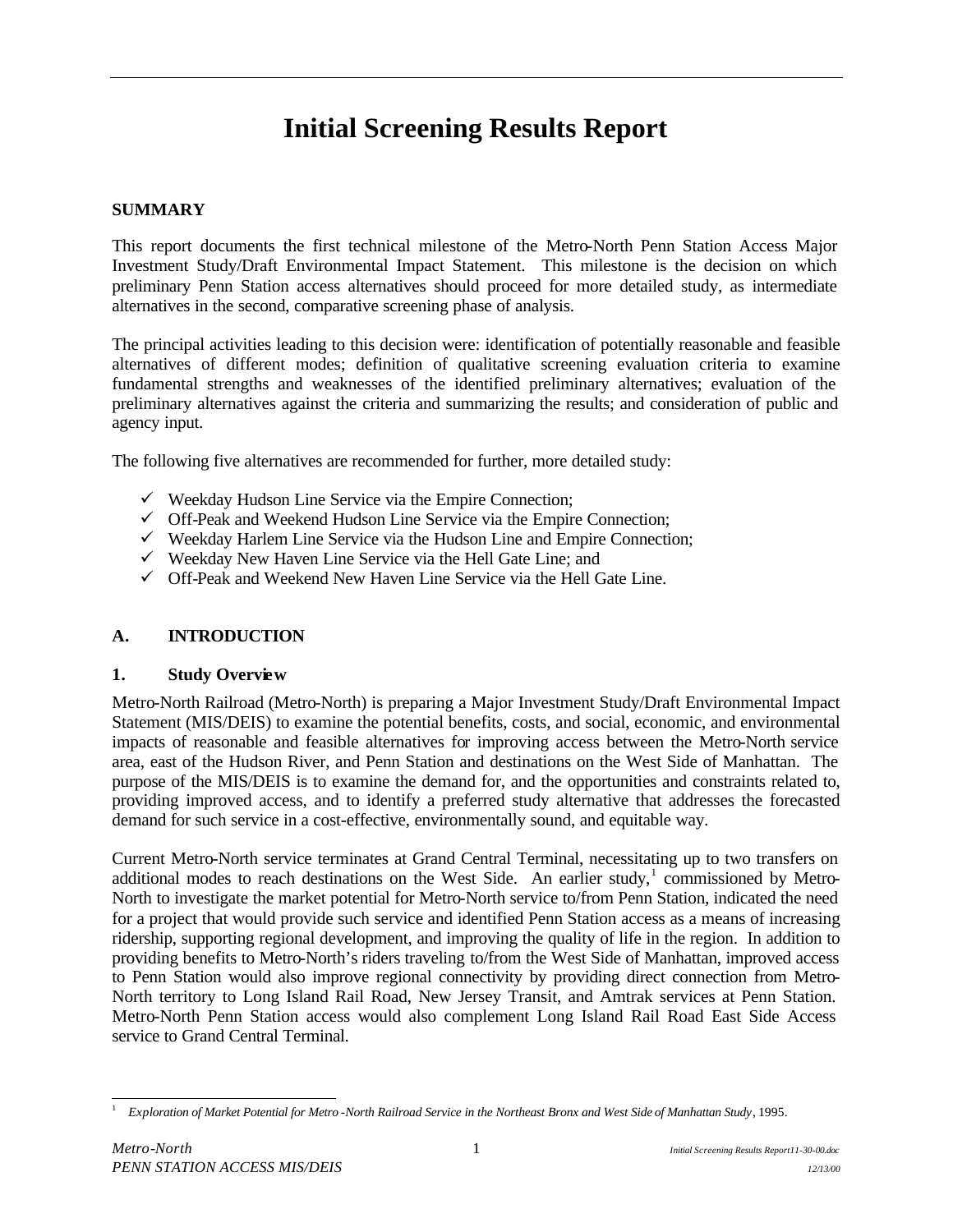# Initial Screening Results Report

**SUMMARY**

This report documents the first technical milestone of the Metro-North Penn Station Access Major Investment Study/Draft Environmental Impact Statement. This milestone is the decision on which preliminary Penn Station access alternatives should proceed for more detailed study, as intermediate alternatives in the second, comparative screening phase of analysis.

The principal activities leading to this decision were: identification of potentially reasonable and feasible alternatives of different modes; definition of qualitative screening evaluation criteria to examine fundamental strengths and weaknesses of the identified preliminary alternatives; evaluation of the preliminary alternatives against the criteria and summarizing the results; and consideration of public and agency input.

The following five alternatives are recommended for further, more detailed study:

- ✓ Weekday Hudson Line Service via the Empire Connection;
- ✓ Off-Peak and Weekend Hudson Line Service via the Empire Connection;
- ✓ Weekday Harlem Line Service via the Hudson Line and Empire Connection;
- ✓ Weekday New Haven Line Service via the Hell Gate Line; and
- ✓ Off-Peak and Weekend New Haven Line Service via the Hell Gate Line.

## A. INTRODUCTION

### 1. Study Overview

Metro-North Railroad (Metro-North) is preparing a Major Investment Study/Draft Environmental Impact Statement (MIS/DEIS) to examine the potential benefits, costs, and social, economic, and environmental impacts of reasonable and feasible alternatives for improving access between the Metro-North service area, east of the Hudson River, and Penn Station and destinations on the West Side of Manhattan. The purpose of the MIS/DEIS is to examine the demand for, and the opportunities and constraints related to, providing improved access, and to identify a preferred study alternative that addresses the forecasted demand for such service in a cost-effective, environmentally sound, and equitable way.

Current Metro-North service terminates at Grand Central Terminal, necessitating up to two transfers on additional modes to reach destinations on the West Side. An earlier study,[1] commissioned by Metro-North to investigate the market potential for Metro-North service to/from Penn Station, indicated the need for a project that would provide such service and identified Penn Station access as a means of increasing ridership, supporting regional development, and improving the quality of life in the region. In addition to providing benefits to Metro-North's riders traveling to/from the West Side of Manhattan, improved access to Penn Station would also improve regional connectivity by providing direct connection from Metro-North territory to Long Island Rail Road, New Jersey Transit, and Amtrak services at Penn Station. Metro-North Penn Station access would also complement Long Island Rail Road East Side Access service to Grand Central Terminal.

[1] *Exploration of Market Potential for Metro-North Railroad Service in the Northeast Bronx and West Side of Manhattan Study*, 1995.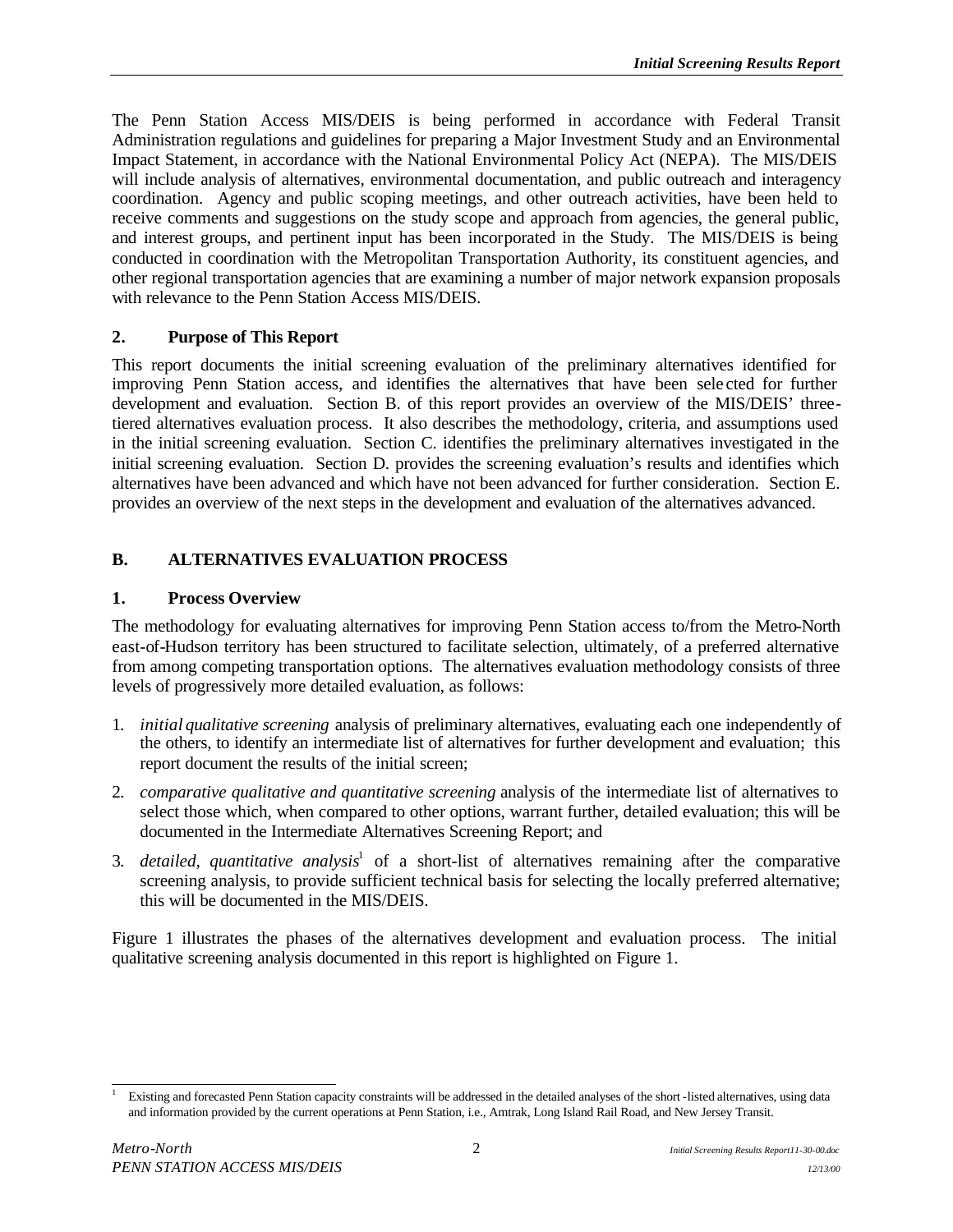The Penn Station Access MIS/DEIS is being performed in accordance with Federal Transit Administration regulations and guidelines for preparing a Major Investment Study and an Environmental Impact Statement, in accordance with the National Environmental Policy Act (NEPA). The MIS/DEIS will include analysis of alternatives, environmental documentation, and public outreach and interagency coordination. Agency and public scoping meetings, and other outreach activities, have been held to receive comments and suggestions on the study scope and approach from agencies, the general public, and interest groups, and pertinent input has been incorporated in the Study. The MIS/DEIS is being conducted in coordination with the Metropolitan Transportation Authority, its constituent agencies, and other regional transportation agencies that are examining a number of major network expansion proposals with relevance to the Penn Station Access MIS/DEIS.

### 2. Purpose of This Report

This report documents the initial screening evaluation of the preliminary alternatives identified for improving Penn Station access, and identifies the alternatives that have been selected for further development and evaluation. Section B. of this report provides an overview of the MIS/DEIS' three-tiered alternatives evaluation process. It also describes the methodology, criteria, and assumptions used in the initial screening evaluation. Section C. identifies the preliminary alternatives investigated in the initial screening evaluation. Section D. provides the screening evaluation's results and identifies which alternatives have been advanced and which have not been advanced for further consideration. Section E. provides an overview of the next steps in the development and evaluation of the alternatives advanced.

## B. ALTERNATIVES EVALUATION PROCESS

### 1. Process Overview

The methodology for evaluating alternatives for improving Penn Station access to/from the Metro-North east-of-Hudson territory has been structured to facilitate selection, ultimately, of a preferred alternative from among competing transportation options. The alternatives evaluation methodology consists of three levels of progressively more detailed evaluation, as follows:

1. *initial qualitative screening* analysis of preliminary alternatives, evaluating each one independently of the others, to identify an intermediate list of alternatives for further development and evaluation; this report document the results of the initial screen;
2. *comparative qualitative and quantitative screening* analysis of the intermediate list of alternatives to select those which, when compared to other options, warrant further, detailed evaluation; this will be documented in the Intermediate Alternatives Screening Report; and
3. *detailed, quantitative analysis*[1] of a short-list of alternatives remaining after the comparative screening analysis, to provide sufficient technical basis for selecting the locally preferred alternative; this will be documented in the MIS/DEIS.

Figure 1 illustrates the phases of the alternatives development and evaluation process. The initial qualitative screening analysis documented in this report is highlighted on Figure 1.

---

[1] Existing and forecasted Penn Station capacity constraints will be addressed in the detailed analyses of the short-listed alternatives, using data and information provided by the current operations at Penn Station, i.e., Amtrak, Long Island Rail Road, and New Jersey Transit.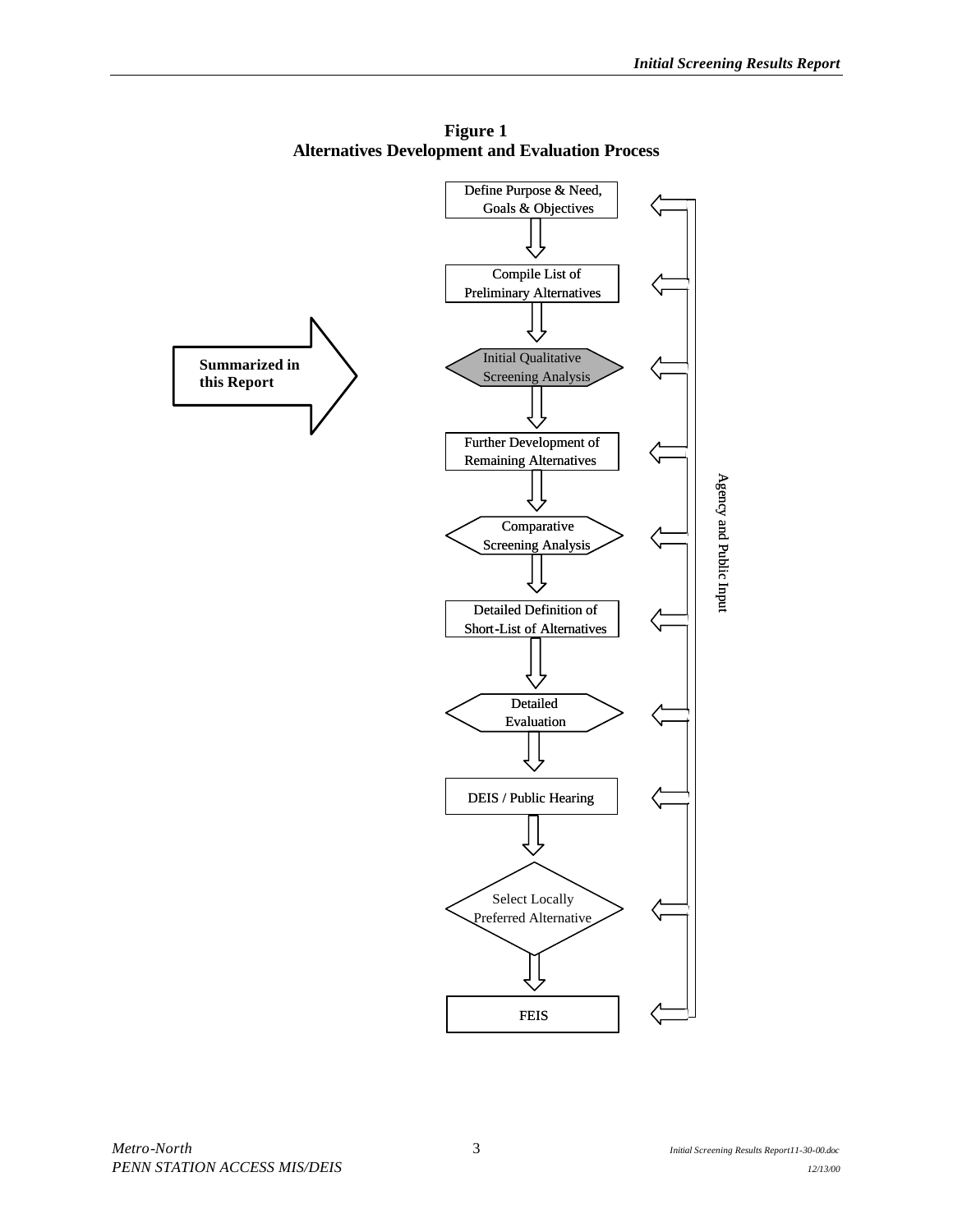**Figure 1**
**Alternatives Development and Evaluation Process**

**Summarized in this Report** → Initial Qualitative Screening Analysis

1. Define Purpose & Need, Goals & Objectives
2. Compile List of Preliminary Alternatives
3. Initial Qualitative Screening Analysis
4. Further Development of Remaining Alternatives
5. Comparative Screening Analysis
6. Detailed Definition of Short-List of Alternatives
7. Detailed Evaluation
8. DEIS / Public Hearing
9. Select Locally Preferred Alternative
10. FEIS

Agency and Public Input (provided at each step)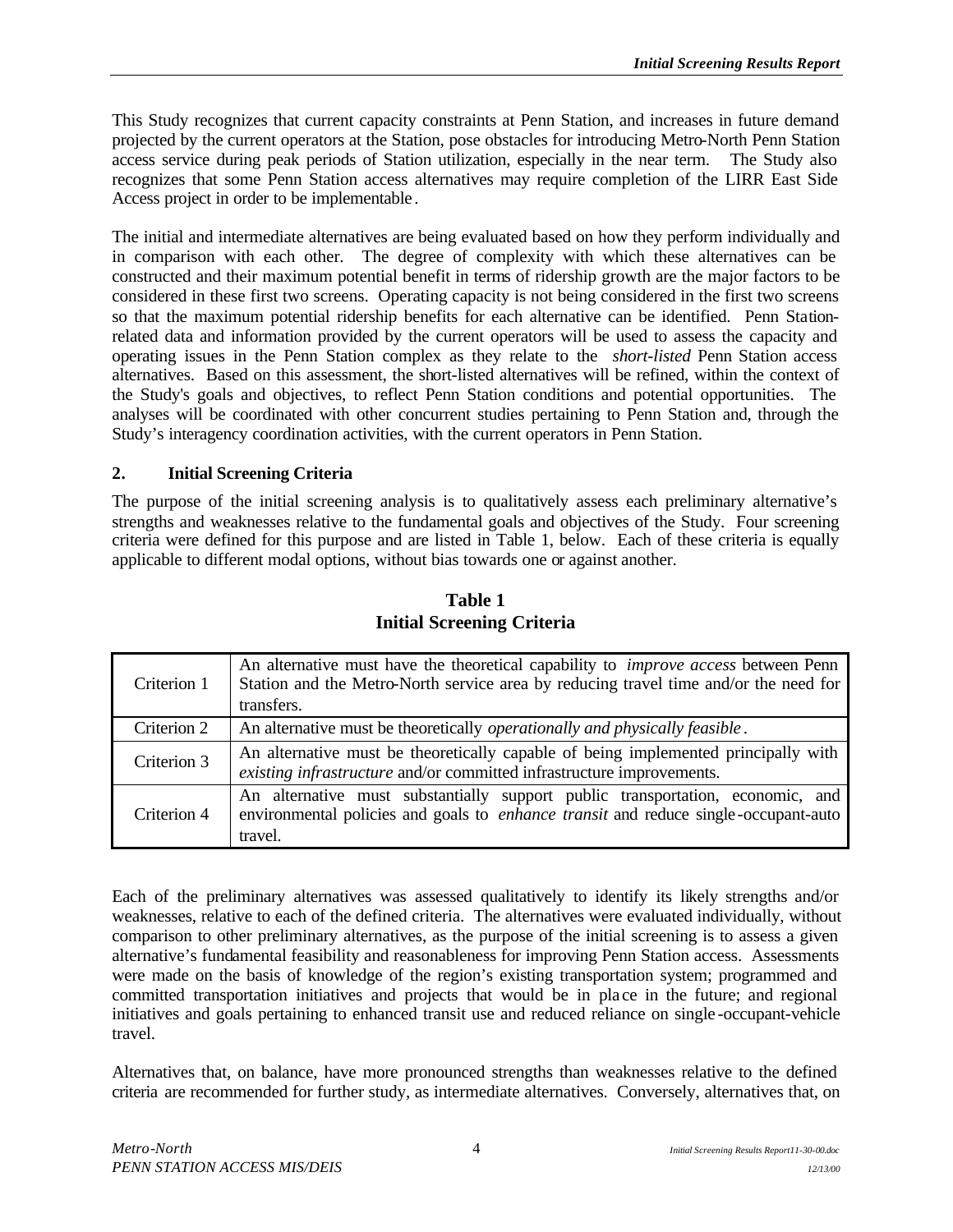This Study recognizes that current capacity constraints at Penn Station, and increases in future demand projected by the current operators at the Station, pose obstacles for introducing Metro-North Penn Station access service during peak periods of Station utilization, especially in the near term. The Study also recognizes that some Penn Station access alternatives may require completion of the LIRR East Side Access project in order to be implementable.

The initial and intermediate alternatives are being evaluated based on how they perform individually and in comparison with each other. The degree of complexity with which these alternatives can be constructed and their maximum potential benefit in terms of ridership growth are the major factors to be considered in these first two screens. Operating capacity is not being considered in the first two screens so that the maximum potential ridership benefits for each alternative can be identified. Penn Station-related data and information provided by the current operators will be used to assess the capacity and operating issues in the Penn Station complex as they relate to the *short-listed* Penn Station access alternatives. Based on this assessment, the short-listed alternatives will be refined, within the context of the Study's goals and objectives, to reflect Penn Station conditions and potential opportunities. The analyses will be coordinated with other concurrent studies pertaining to Penn Station and, through the Study's interagency coordination activities, with the current operators in Penn Station.

## 2. Initial Screening Criteria

The purpose of the initial screening analysis is to qualitatively assess each preliminary alternative's strengths and weaknesses relative to the fundamental goals and objectives of the Study. Four screening criteria were defined for this purpose and are listed in Table 1, below. Each of these criteria is equally applicable to different modal options, without bias towards one or against another.

**Table 1**
**Initial Screening Criteria**

| | |
|---|---|
| Criterion 1 | An alternative must have the theoretical capability to *improve access* between Penn Station and the Metro-North service area by reducing travel time and/or the need for transfers. |
| Criterion 2 | An alternative must be theoretically *operationally and physically feasible*. |
| Criterion 3 | An alternative must be theoretically capable of being implemented principally with *existing infrastructure* and/or committed infrastructure improvements. |
| Criterion 4 | An alternative must substantially support public transportation, economic, and environmental policies and goals to *enhance transit* and reduce single-occupant-auto travel. |

Each of the preliminary alternatives was assessed qualitatively to identify its likely strengths and/or weaknesses, relative to each of the defined criteria. The alternatives were evaluated individually, without comparison to other preliminary alternatives, as the purpose of the initial screening is to assess a given alternative's fundamental feasibility and reasonableness for improving Penn Station access. Assessments were made on the basis of knowledge of the region's existing transportation system; programmed and committed transportation initiatives and projects that would be in place in the future; and regional initiatives and goals pertaining to enhanced transit use and reduced reliance on single-occupant-vehicle travel.

Alternatives that, on balance, have more pronounced strengths than weaknesses relative to the defined criteria are recommended for further study, as intermediate alternatives. Conversely, alternatives that, on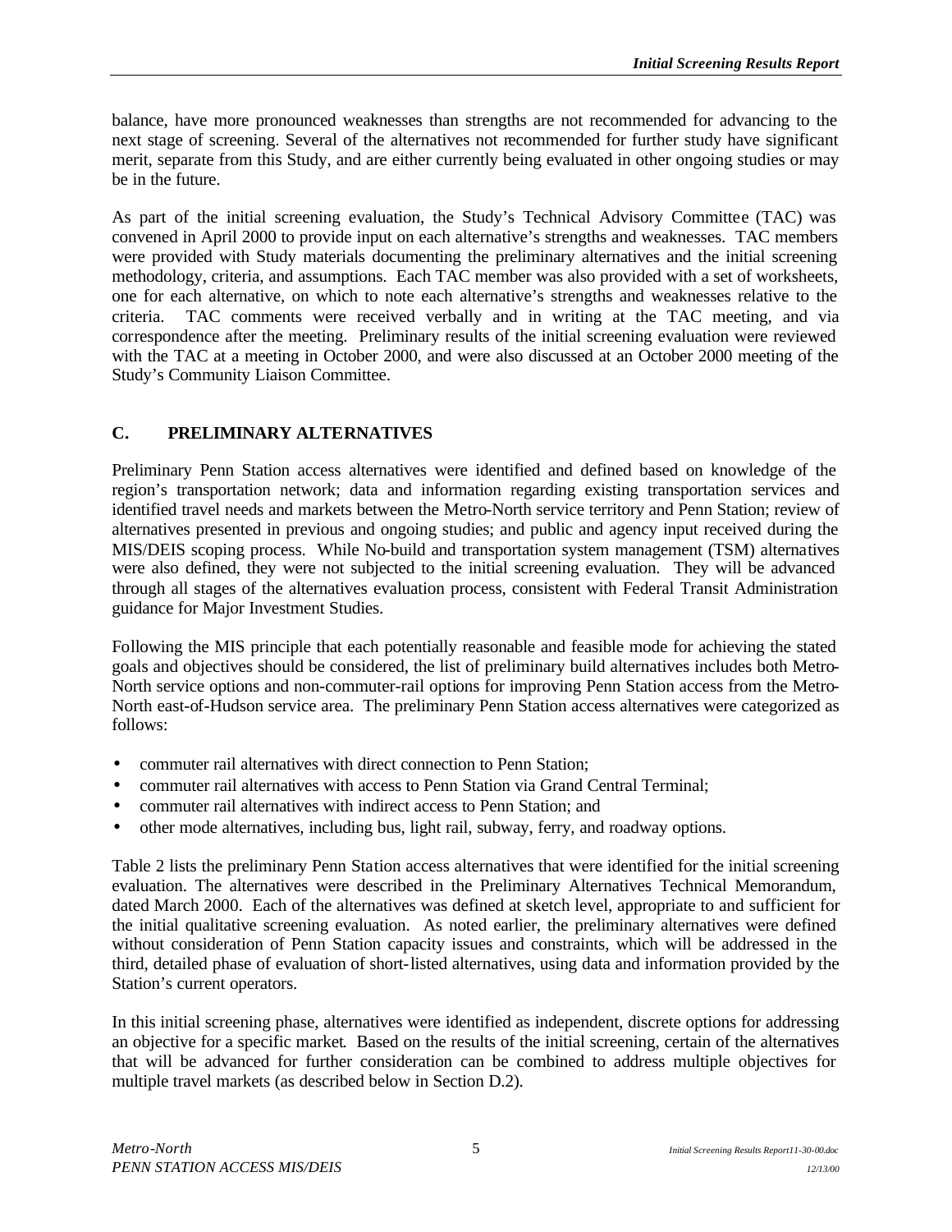balance, have more pronounced weaknesses than strengths are not recommended for advancing to the next stage of screening. Several of the alternatives not recommended for further study have significant merit, separate from this Study, and are either currently being evaluated in other ongoing studies or may be in the future.

As part of the initial screening evaluation, the Study's Technical Advisory Committee (TAC) was convened in April 2000 to provide input on each alternative's strengths and weaknesses. TAC members were provided with Study materials documenting the preliminary alternatives and the initial screening methodology, criteria, and assumptions. Each TAC member was also provided with a set of worksheets, one for each alternative, on which to note each alternative's strengths and weaknesses relative to the criteria. TAC comments were received verbally and in writing at the TAC meeting, and via correspondence after the meeting. Preliminary results of the initial screening evaluation were reviewed with the TAC at a meeting in October 2000, and were also discussed at an October 2000 meeting of the Study's Community Liaison Committee.

## C. PRELIMINARY ALTERNATIVES

Preliminary Penn Station access alternatives were identified and defined based on knowledge of the region's transportation network; data and information regarding existing transportation services and identified travel needs and markets between the Metro-North service territory and Penn Station; review of alternatives presented in previous and ongoing studies; and public and agency input received during the MIS/DEIS scoping process. While No-build and transportation system management (TSM) alternatives were also defined, they were not subjected to the initial screening evaluation. They will be advanced through all stages of the alternatives evaluation process, consistent with Federal Transit Administration guidance for Major Investment Studies.

Following the MIS principle that each potentially reasonable and feasible mode for achieving the stated goals and objectives should be considered, the list of preliminary build alternatives includes both Metro-North service options and non-commuter-rail options for improving Penn Station access from the Metro-North east-of-Hudson service area. The preliminary Penn Station access alternatives were categorized as follows:

- commuter rail alternatives with direct connection to Penn Station;
- commuter rail alternatives with access to Penn Station via Grand Central Terminal;
- commuter rail alternatives with indirect access to Penn Station; and
- other mode alternatives, including bus, light rail, subway, ferry, and roadway options.

Table 2 lists the preliminary Penn Station access alternatives that were identified for the initial screening evaluation. The alternatives were described in the Preliminary Alternatives Technical Memorandum, dated March 2000. Each of the alternatives was defined at sketch level, appropriate to and sufficient for the initial qualitative screening evaluation. As noted earlier, the preliminary alternatives were defined without consideration of Penn Station capacity issues and constraints, which will be addressed in the third, detailed phase of evaluation of short-listed alternatives, using data and information provided by the Station's current operators.

In this initial screening phase, alternatives were identified as independent, discrete options for addressing an objective for a specific market. Based on the results of the initial screening, certain of the alternatives that will be advanced for further consideration can be combined to address multiple objectives for multiple travel markets (as described below in Section D.2).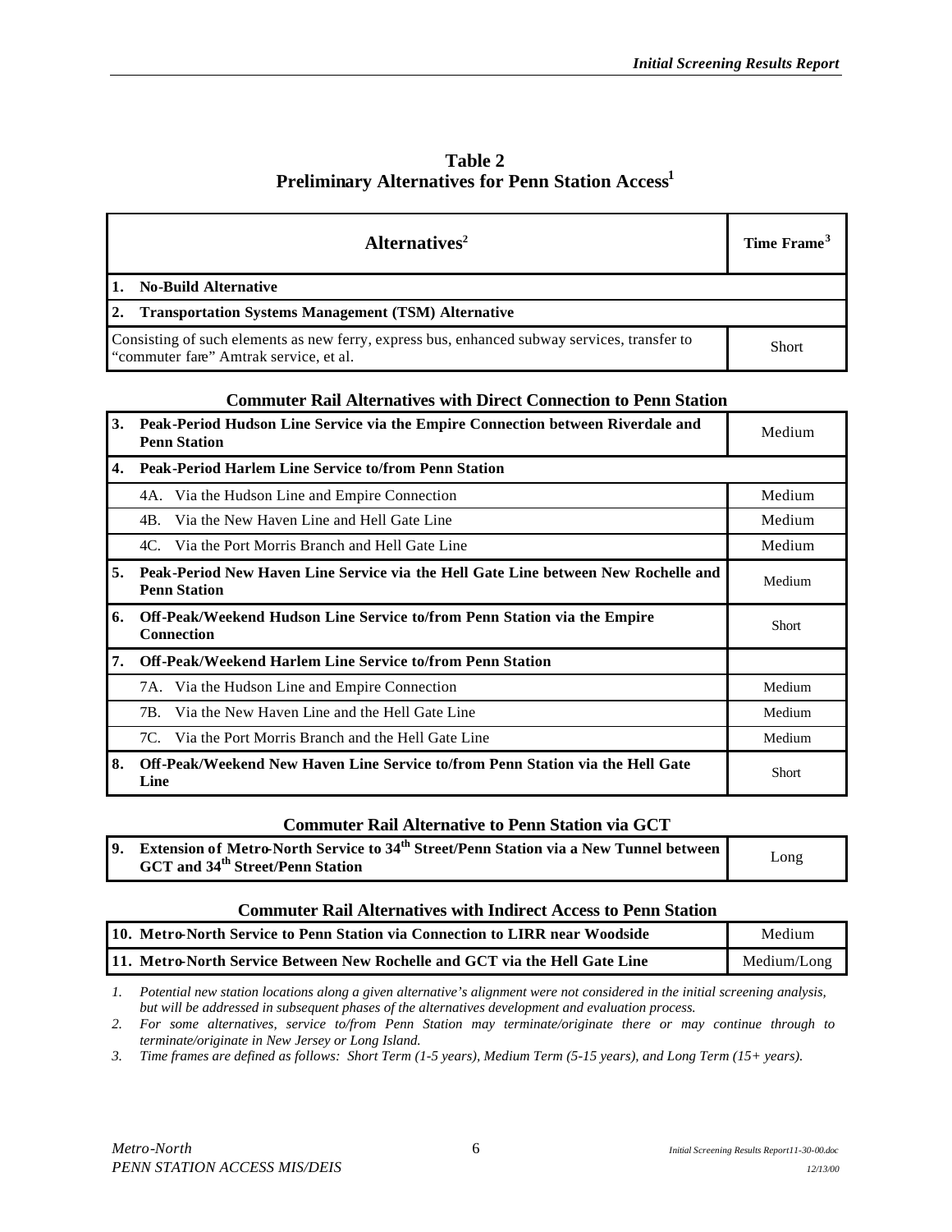## Table 2
## Preliminary Alternatives for Penn Station Access[1]

| Alternatives[2] | Time Frame[3] |
|---|---|
| **1. No-Build Alternative** | |
| **2. Transportation Systems Management (TSM) Alternative** | |
| Consisting of such elements as new ferry, express bus, enhanced subway services, transfer to "commuter fare" Amtrak service, et al. | Short |
| **Commuter Rail Alternatives with Direct Connection to Penn Station** | |
| **3. Peak-Period Hudson Line Service via the Empire Connection between Riverdale and Penn Station** | Medium |
| **4. Peak-Period Harlem Line Service to/from Penn Station** | |
| 4A. Via the Hudson Line and Empire Connection | Medium |
| 4B. Via the New Haven Line and Hell Gate Line | Medium |
| 4C. Via the Port Morris Branch and Hell Gate Line | Medium |
| **5. Peak-Period New Haven Line Service via the Hell Gate Line between New Rochelle and Penn Station** | Medium |
| **6. Off-Peak/Weekend Hudson Line Service to/from Penn Station via the Empire Connection** | Short |
| **7. Off-Peak/Weekend Harlem Line Service to/from Penn Station** | |
| 7A. Via the Hudson Line and Empire Connection | Medium |
| 7B. Via the New Haven Line and the Hell Gate Line | Medium |
| 7C. Via the Port Morris Branch and the Hell Gate Line | Medium |
| **8. Off-Peak/Weekend New Haven Line Service to/from Penn Station via the Hell Gate Line** | Short |
| **Commuter Rail Alternative to Penn Station via GCT** | |
| **9. Extension of Metro-North Service to 34th Street/Penn Station via a New Tunnel between GCT and 34th Street/Penn Station** | Long |
| **Commuter Rail Alternatives with Indirect Access to Penn Station** | |
| **10. Metro-North Service to Penn Station via Connection to LIRR near Woodside** | Medium |
| **11. Metro-North Service Between New Rochelle and GCT via the Hell Gate Line** | Medium/Long |

*1. Potential new station locations along a given alternative's alignment were not considered in the initial screening analysis, but will be addressed in subsequent phases of the alternatives development and evaluation process.*

*2. For some alternatives, service to/from Penn Station may terminate/originate there or may continue through to terminate/originate in New Jersey or Long Island.*

*3. Time frames are defined as follows: Short Term (1-5 years), Medium Term (5-15 years), and Long Term (15+ years).*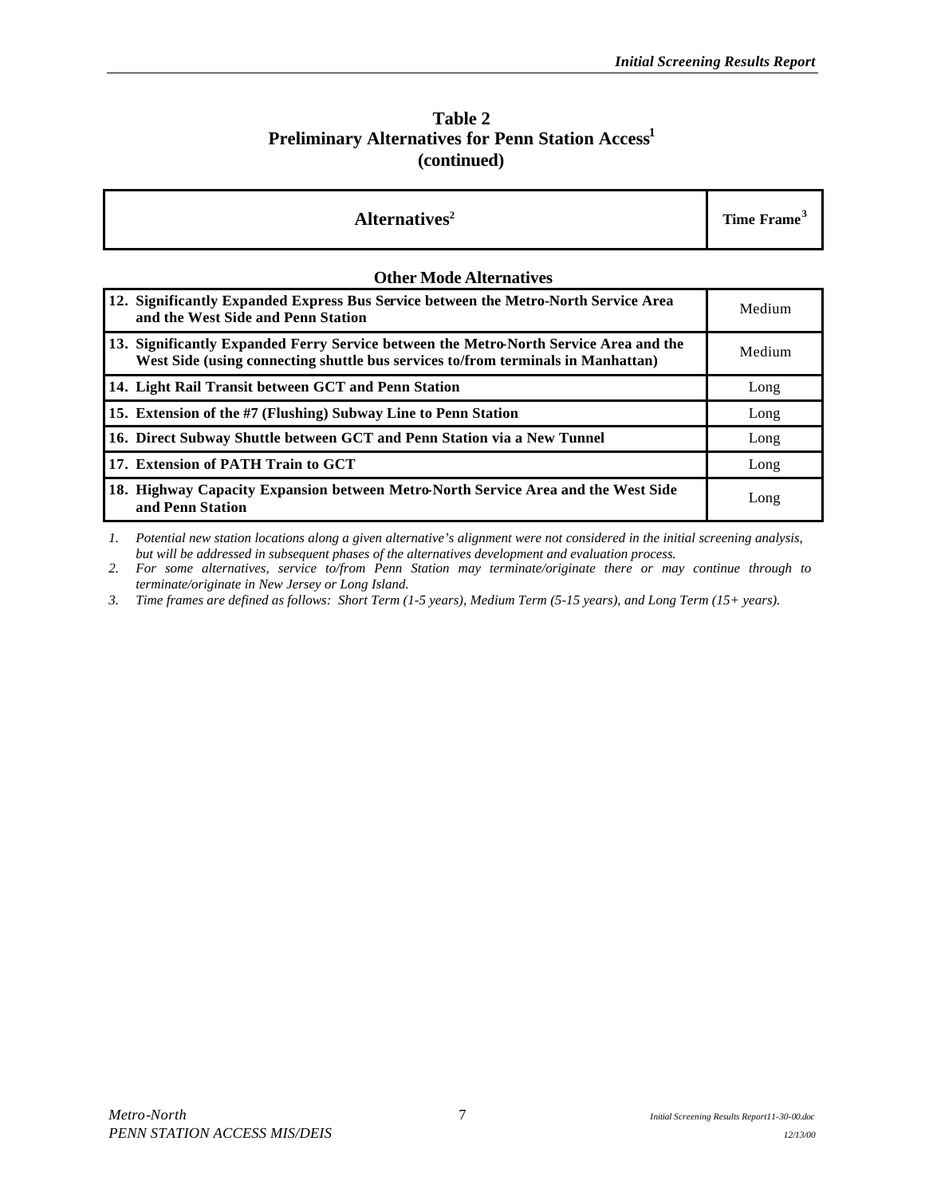**Table 2**
**Preliminary Alternatives for Penn Station Access[1]**
**(continued)**

| Alternatives[2] | Time Frame[3] |
|---|---|
| **Other Mode Alternatives** | |
| **12. Significantly Expanded Express Bus Service between the Metro-North Service Area and the West Side and Penn Station** | Medium |
| **13. Significantly Expanded Ferry Service between the Metro-North Service Area and the West Side (using connecting shuttle bus services to/from terminals in Manhattan)** | Medium |
| **14. Light Rail Transit between GCT and Penn Station** | Long |
| **15. Extension of the #7 (Flushing) Subway Line to Penn Station** | Long |
| **16. Direct Subway Shuttle between GCT and Penn Station via a New Tunnel** | Long |
| **17. Extension of PATH Train to GCT** | Long |
| **18. Highway Capacity Expansion between Metro-North Service Area and the West Side and Penn Station** | Long |

1. *Potential new station locations along a given alternative's alignment were not considered in the initial screening analysis, but will be addressed in subsequent phases of the alternatives development and evaluation process.*
2. *For some alternatives, service to/from Penn Station may terminate/originate there or may continue through to terminate/originate in New Jersey or Long Island.*
3. *Time frames are defined as follows: Short Term (1-5 years), Medium Term (5-15 years), and Long Term (15+ years).*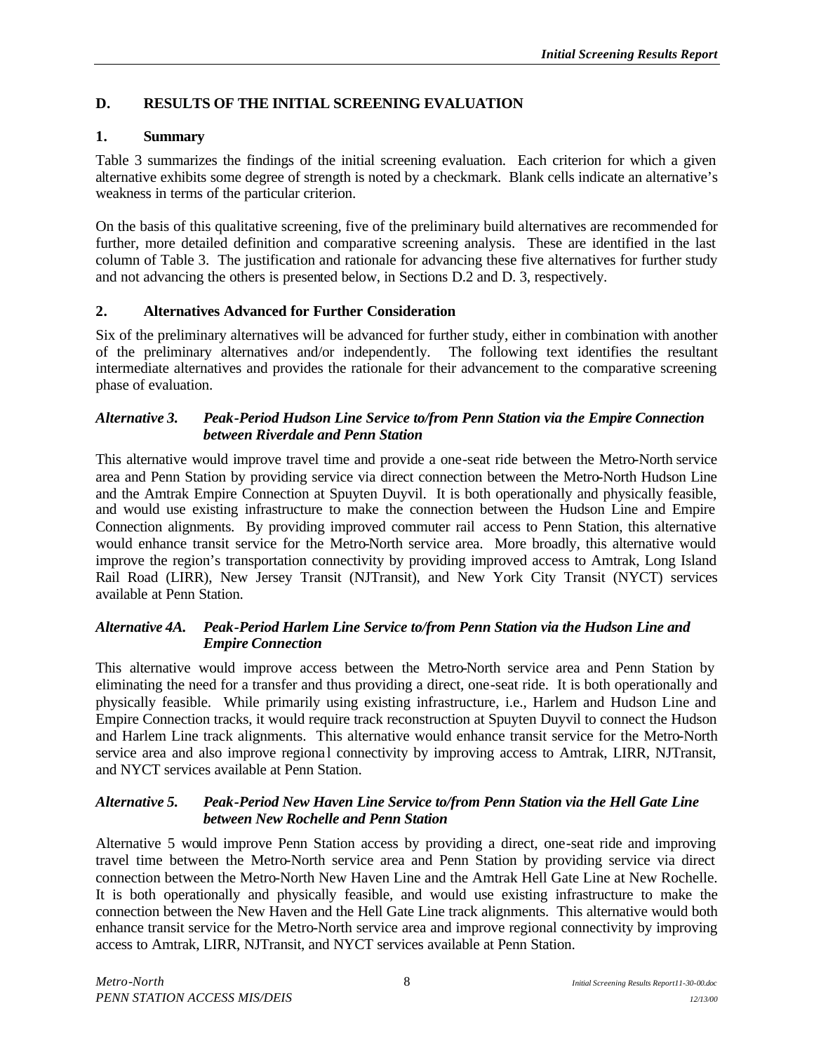## D. RESULTS OF THE INITIAL SCREENING EVALUATION

### 1. Summary

Table 3 summarizes the findings of the initial screening evaluation. Each criterion for which a given alternative exhibits some degree of strength is noted by a checkmark. Blank cells indicate an alternative's weakness in terms of the particular criterion.

On the basis of this qualitative screening, five of the preliminary build alternatives are recommended for further, more detailed definition and comparative screening analysis. These are identified in the last column of Table 3. The justification and rationale for advancing these five alternatives for further study and not advancing the others is presented below, in Sections D.2 and D. 3, respectively.

### 2. Alternatives Advanced for Further Consideration

Six of the preliminary alternatives will be advanced for further study, either in combination with another of the preliminary alternatives and/or independently. The following text identifies the resultant intermediate alternatives and provides the rationale for their advancement to the comparative screening phase of evaluation.

***Alternative 3. Peak-Period Hudson Line Service to/from Penn Station via the Empire Connection between Riverdale and Penn Station***

This alternative would improve travel time and provide a one-seat ride between the Metro-North service area and Penn Station by providing service via direct connection between the Metro-North Hudson Line and the Amtrak Empire Connection at Spuyten Duyvil. It is both operationally and physically feasible, and would use existing infrastructure to make the connection between the Hudson Line and Empire Connection alignments. By providing improved commuter rail access to Penn Station, this alternative would enhance transit service for the Metro-North service area. More broadly, this alternative would improve the region's transportation connectivity by providing improved access to Amtrak, Long Island Rail Road (LIRR), New Jersey Transit (NJTransit), and New York City Transit (NYCT) services available at Penn Station.

***Alternative 4A. Peak-Period Harlem Line Service to/from Penn Station via the Hudson Line and Empire Connection***

This alternative would improve access between the Metro-North service area and Penn Station by eliminating the need for a transfer and thus providing a direct, one-seat ride. It is both operationally and physically feasible. While primarily using existing infrastructure, i.e., Harlem and Hudson Line and Empire Connection tracks, it would require track reconstruction at Spuyten Duyvil to connect the Hudson and Harlem Line track alignments. This alternative would enhance transit service for the Metro-North service area and also improve regional connectivity by improving access to Amtrak, LIRR, NJTransit, and NYCT services available at Penn Station.

***Alternative 5. Peak-Period New Haven Line Service to/from Penn Station via the Hell Gate Line between New Rochelle and Penn Station***

Alternative 5 would improve Penn Station access by providing a direct, one-seat ride and improving travel time between the Metro-North service area and Penn Station by providing service via direct connection between the Metro-North New Haven Line and the Amtrak Hell Gate Line at New Rochelle. It is both operationally and physically feasible, and would use existing infrastructure to make the connection between the New Haven and the Hell Gate Line track alignments. This alternative would both enhance transit service for the Metro-North service area and improve regional connectivity by improving access to Amtrak, LIRR, NJTransit, and NYCT services available at Penn Station.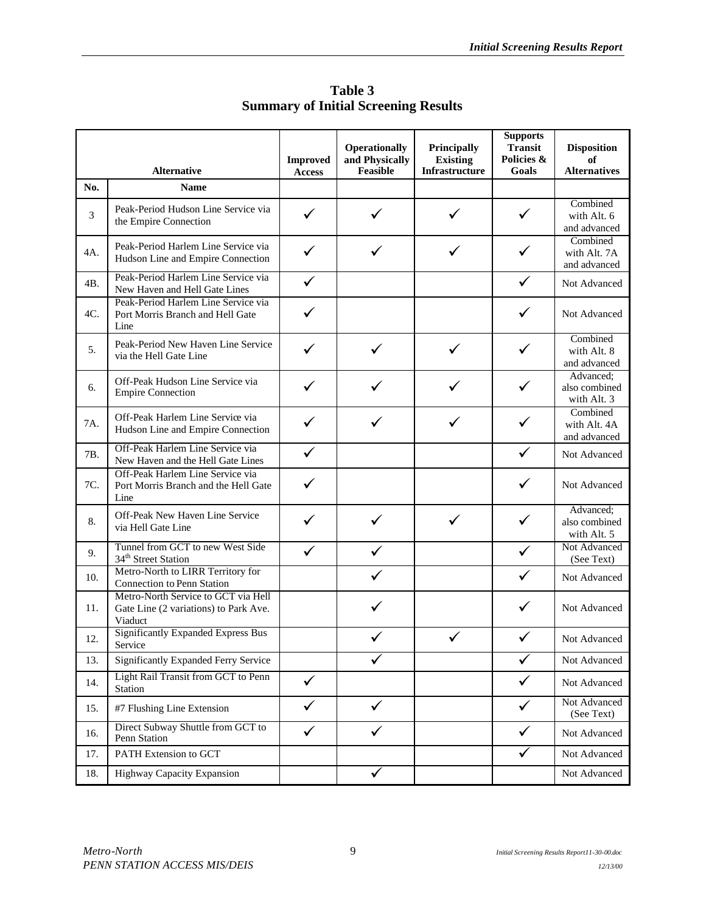## Table 3
## Summary of Initial Screening Results

| No. | Name | Improved Access | Operationally and Physically Feasible | Principally Existing Infrastructure | Supports Transit Policies & Goals | Disposition of Alternatives |
|---|---|---|---|---|---|---|
| 3 | Peak-Period Hudson Line Service via the Empire Connection | ✓ | ✓ | ✓ | ✓ | Combined with Alt. 6 and advanced |
| 4A. | Peak-Period Harlem Line Service via Hudson Line and Empire Connection | ✓ | ✓ | ✓ | ✓ | Combined with Alt. 7A and advanced |
| 4B. | Peak-Period Harlem Line Service via New Haven and Hell Gate Lines | ✓ | | | ✓ | Not Advanced |
| 4C. | Peak-Period Harlem Line Service via Port Morris Branch and Hell Gate Line | ✓ | | | ✓ | Not Advanced |
| 5. | Peak-Period New Haven Line Service via the Hell Gate Line | ✓ | ✓ | ✓ | ✓ | Combined with Alt. 8 and advanced |
| 6. | Off-Peak Hudson Line Service via Empire Connection | ✓ | ✓ | ✓ | ✓ | Advanced; also combined with Alt. 3 |
| 7A. | Off-Peak Harlem Line Service via Hudson Line and Empire Connection | ✓ | ✓ | ✓ | ✓ | Combined with Alt. 4A and advanced |
| 7B. | Off-Peak Harlem Line Service via New Haven and the Hell Gate Lines | ✓ | | | ✓ | Not Advanced |
| 7C. | Off-Peak Harlem Line Service via Port Morris Branch and the Hell Gate Line | ✓ | | | ✓ | Not Advanced |
| 8. | Off-Peak New Haven Line Service via Hell Gate Line | ✓ | ✓ | ✓ | ✓ | Advanced; also combined with Alt. 5 |
| 9. | Tunnel from GCT to new West Side 34th Street Station | ✓ | ✓ | | ✓ | Not Advanced (See Text) |
| 10. | Metro-North to LIRR Territory for Connection to Penn Station | | ✓ | | ✓ | Not Advanced |
| 11. | Metro-North Service to GCT via Hell Gate Line (2 variations) to Park Ave. Viaduct | | ✓ | | ✓ | Not Advanced |
| 12. | Significantly Expanded Express Bus Service | | ✓ | ✓ | ✓ | Not Advanced |
| 13. | Significantly Expanded Ferry Service | | ✓ | | ✓ | Not Advanced |
| 14. | Light Rail Transit from GCT to Penn Station | ✓ | | | ✓ | Not Advanced |
| 15. | #7 Flushing Line Extension | ✓ | ✓ | | ✓ | Not Advanced (See Text) |
| 16. | Direct Subway Shuttle from GCT to Penn Station | ✓ | ✓ | | ✓ | Not Advanced |
| 17. | PATH Extension to GCT | | | | ✓ | Not Advanced |
| 18. | Highway Capacity Expansion | | ✓ | | | Not Advanced |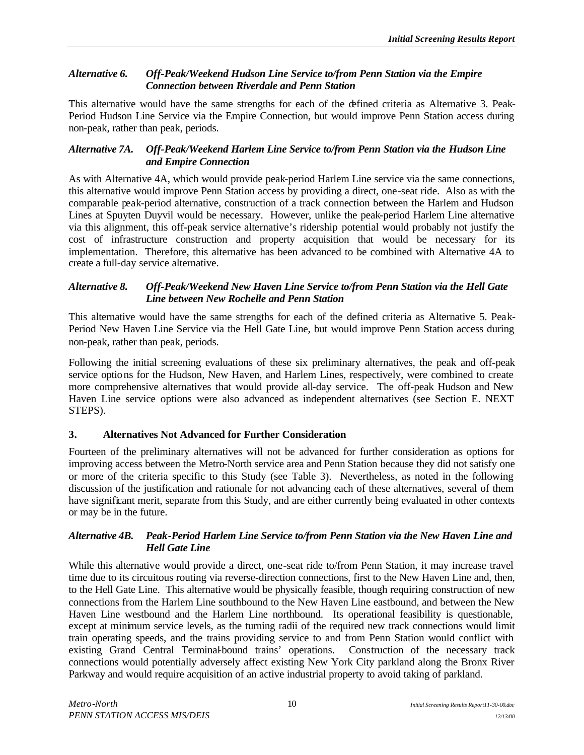*Alternative 6. Off-Peak/Weekend Hudson Line Service to/from Penn Station via the Empire Connection between Riverdale and Penn Station*

This alternative would have the same strengths for each of the defined criteria as Alternative 3. Peak-Period Hudson Line Service via the Empire Connection, but would improve Penn Station access during non-peak, rather than peak, periods.

*Alternative 7A. Off-Peak/Weekend Harlem Line Service to/from Penn Station via the Hudson Line and Empire Connection*

As with Alternative 4A, which would provide peak-period Harlem Line service via the same connections, this alternative would improve Penn Station access by providing a direct, one-seat ride. Also as with the comparable peak-period alternative, construction of a track connection between the Harlem and Hudson Lines at Spuyten Duyvil would be necessary. However, unlike the peak-period Harlem Line alternative via this alignment, this off-peak service alternative's ridership potential would probably not justify the cost of infrastructure construction and property acquisition that would be necessary for its implementation. Therefore, this alternative has been advanced to be combined with Alternative 4A to create a full-day service alternative.

*Alternative 8. Off-Peak/Weekend New Haven Line Service to/from Penn Station via the Hell Gate Line between New Rochelle and Penn Station*

This alternative would have the same strengths for each of the defined criteria as Alternative 5. Peak-Period New Haven Line Service via the Hell Gate Line, but would improve Penn Station access during non-peak, rather than peak, periods.

Following the initial screening evaluations of these six preliminary alternatives, the peak and off-peak service options for the Hudson, New Haven, and Harlem Lines, respectively, were combined to create more comprehensive alternatives that would provide all-day service. The off-peak Hudson and New Haven Line service options were also advanced as independent alternatives (see Section E. NEXT STEPS).

### 3. Alternatives Not Advanced for Further Consideration

Fourteen of the preliminary alternatives will not be advanced for further consideration as options for improving access between the Metro-North service area and Penn Station because they did not satisfy one or more of the criteria specific to this Study (see Table 3). Nevertheless, as noted in the following discussion of the justification and rationale for not advancing each of these alternatives, several of them have significant merit, separate from this Study, and are either currently being evaluated in other contexts or may be in the future.

*Alternative 4B. Peak-Period Harlem Line Service to/from Penn Station via the New Haven Line and Hell Gate Line*

While this alternative would provide a direct, one-seat ride to/from Penn Station, it may increase travel time due to its circuitous routing via reverse-direction connections, first to the New Haven Line and, then, to the Hell Gate Line. This alternative would be physically feasible, though requiring construction of new connections from the Harlem Line southbound to the New Haven Line eastbound, and between the New Haven Line westbound and the Harlem Line northbound. Its operational feasibility is questionable, except at minimum service levels, as the turning radii of the required new track connections would limit train operating speeds, and the trains providing service to and from Penn Station would conflict with existing Grand Central Terminal-bound trains' operations. Construction of the necessary track connections would potentially adversely affect existing New York City parkland along the Bronx River Parkway and would require acquisition of an active industrial property to avoid taking of parkland.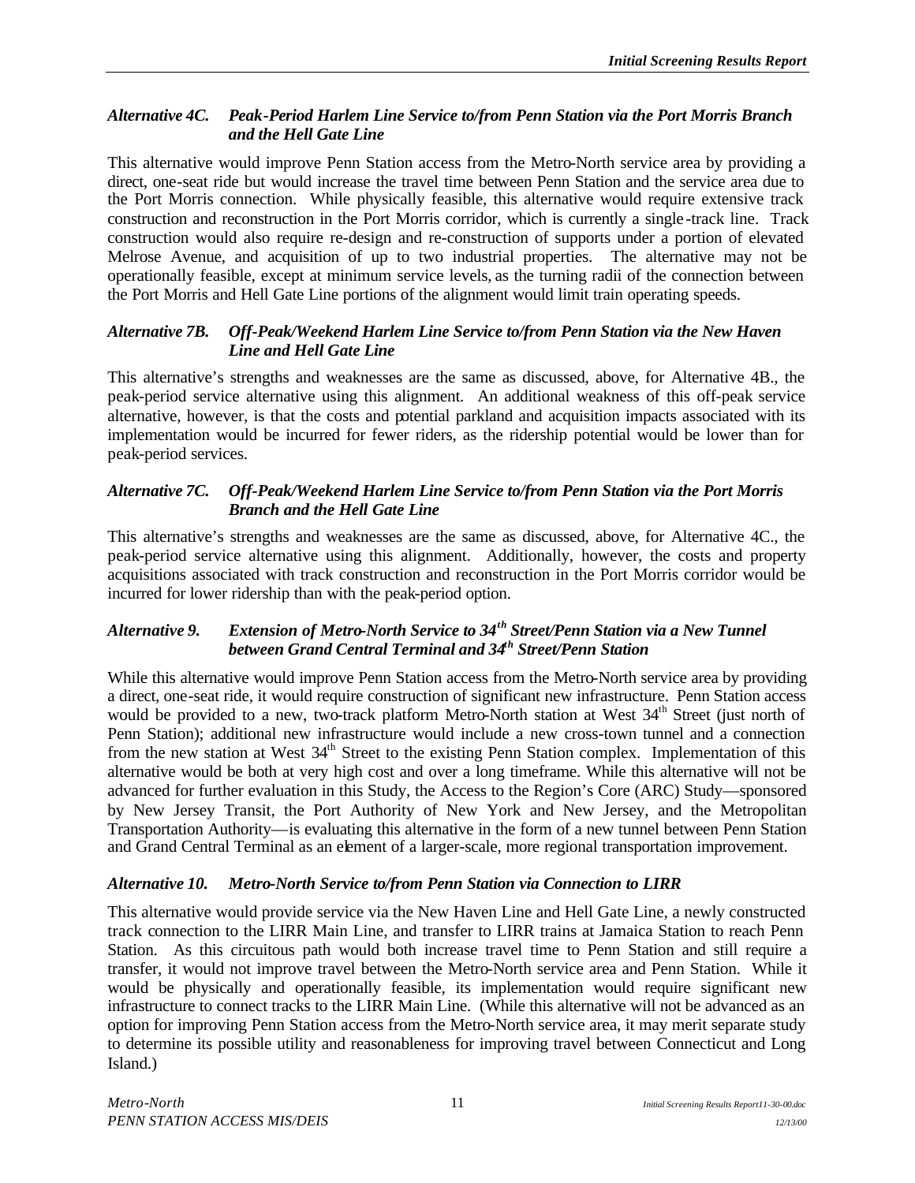#### *Alternative 4C. Peak-Period Harlem Line Service to/from Penn Station via the Port Morris Branch and the Hell Gate Line*

This alternative would improve Penn Station access from the Metro-North service area by providing a direct, one-seat ride but would increase the travel time between Penn Station and the service area due to the Port Morris connection. While physically feasible, this alternative would require extensive track construction and reconstruction in the Port Morris corridor, which is currently a single-track line. Track construction would also require re-design and re-construction of supports under a portion of elevated Melrose Avenue, and acquisition of up to two industrial properties. The alternative may not be operationally feasible, except at minimum service levels, as the turning radii of the connection between the Port Morris and Hell Gate Line portions of the alignment would limit train operating speeds.

#### *Alternative 7B. Off-Peak/Weekend Harlem Line Service to/from Penn Station via the New Haven Line and Hell Gate Line*

This alternative's strengths and weaknesses are the same as discussed, above, for Alternative 4B., the peak-period service alternative using this alignment. An additional weakness of this off-peak service alternative, however, is that the costs and potential parkland and acquisition impacts associated with its implementation would be incurred for fewer riders, as the ridership potential would be lower than for peak-period services.

#### *Alternative 7C. Off-Peak/Weekend Harlem Line Service to/from Penn Station via the Port Morris Branch and the Hell Gate Line*

This alternative's strengths and weaknesses are the same as discussed, above, for Alternative 4C., the peak-period service alternative using this alignment. Additionally, however, the costs and property acquisitions associated with track construction and reconstruction in the Port Morris corridor would be incurred for lower ridership than with the peak-period option.

#### *Alternative 9. Extension of Metro-North Service to 34th Street/Penn Station via a New Tunnel between Grand Central Terminal and 34th Street/Penn Station*

While this alternative would improve Penn Station access from the Metro-North service area by providing a direct, one-seat ride, it would require construction of significant new infrastructure. Penn Station access would be provided to a new, two-track platform Metro-North station at West 34th Street (just north of Penn Station); additional new infrastructure would include a new cross-town tunnel and a connection from the new station at West 34th Street to the existing Penn Station complex. Implementation of this alternative would be both at very high cost and over a long timeframe. While this alternative will not be advanced for further evaluation in this Study, the Access to the Region's Core (ARC) Study—sponsored by New Jersey Transit, the Port Authority of New York and New Jersey, and the Metropolitan Transportation Authority—is evaluating this alternative in the form of a new tunnel between Penn Station and Grand Central Terminal as an element of a larger-scale, more regional transportation improvement.

#### *Alternative 10. Metro-North Service to/from Penn Station via Connection to LIRR*

This alternative would provide service via the New Haven Line and Hell Gate Line, a newly constructed track connection to the LIRR Main Line, and transfer to LIRR trains at Jamaica Station to reach Penn Station. As this circuitous path would both increase travel time to Penn Station and still require a transfer, it would not improve travel between the Metro-North service area and Penn Station. While it would be physically and operationally feasible, its implementation would require significant new infrastructure to connect tracks to the LIRR Main Line. (While this alternative will not be advanced as an option for improving Penn Station access from the Metro-North service area, it may merit separate study to determine its possible utility and reasonableness for improving travel between Connecticut and Long Island.)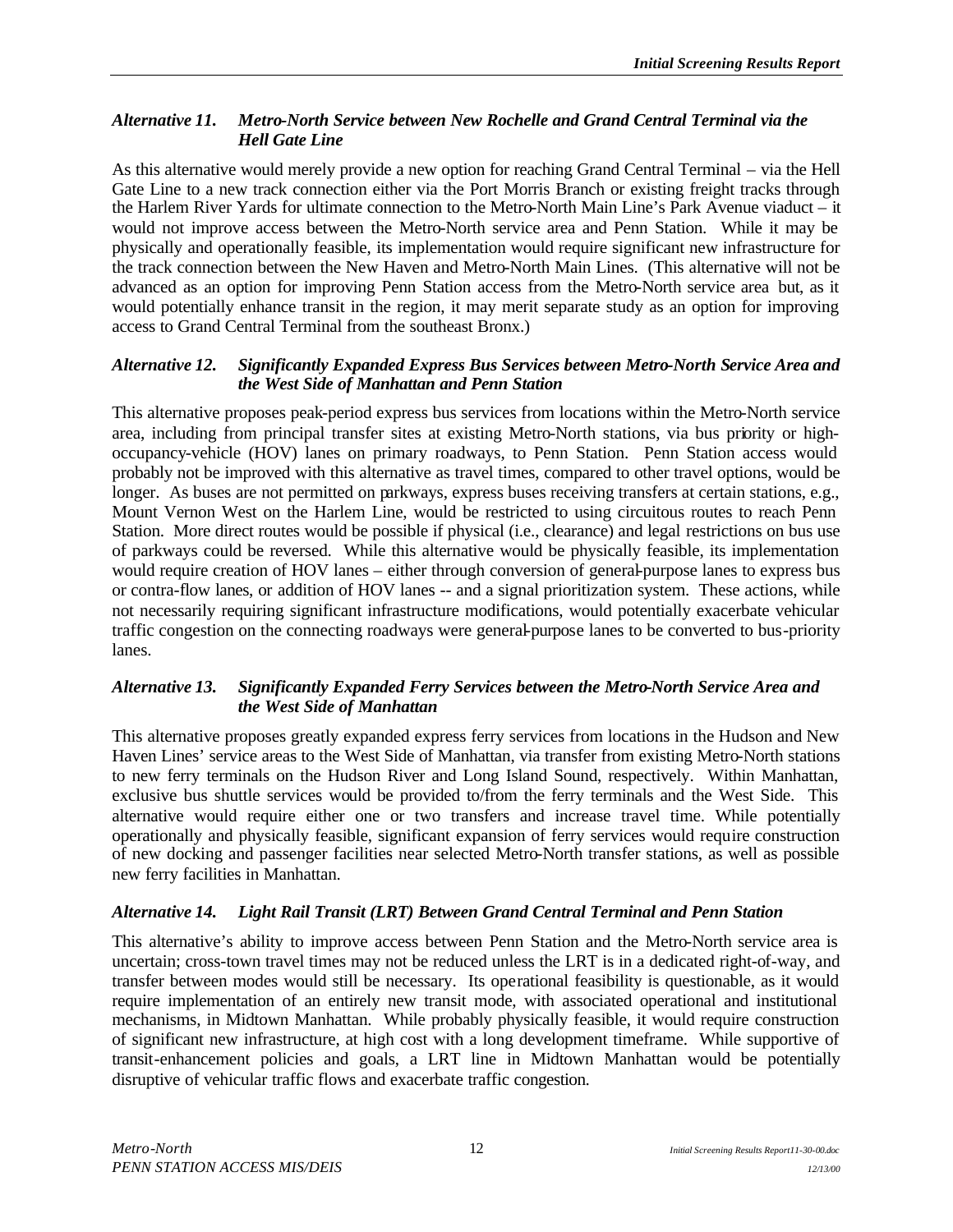### *Alternative 11. Metro-North Service between New Rochelle and Grand Central Terminal via the Hell Gate Line*

As this alternative would merely provide a new option for reaching Grand Central Terminal – via the Hell Gate Line to a new track connection either via the Port Morris Branch or existing freight tracks through the Harlem River Yards for ultimate connection to the Metro-North Main Line's Park Avenue viaduct – it would not improve access between the Metro-North service area and Penn Station. While it may be physically and operationally feasible, its implementation would require significant new infrastructure for the track connection between the New Haven and Metro-North Main Lines. (This alternative will not be advanced as an option for improving Penn Station access from the Metro-North service area but, as it would potentially enhance transit in the region, it may merit separate study as an option for improving access to Grand Central Terminal from the southeast Bronx.)

### *Alternative 12. Significantly Expanded Express Bus Services between Metro-North Service Area and the West Side of Manhattan and Penn Station*

This alternative proposes peak-period express bus services from locations within the Metro-North service area, including from principal transfer sites at existing Metro-North stations, via bus priority or high-occupancy-vehicle (HOV) lanes on primary roadways, to Penn Station. Penn Station access would probably not be improved with this alternative as travel times, compared to other travel options, would be longer. As buses are not permitted on parkways, express buses receiving transfers at certain stations, e.g., Mount Vernon West on the Harlem Line, would be restricted to using circuitous routes to reach Penn Station. More direct routes would be possible if physical (i.e., clearance) and legal restrictions on bus use of parkways could be reversed. While this alternative would be physically feasible, its implementation would require creation of HOV lanes – either through conversion of general-purpose lanes to express bus or contra-flow lanes, or addition of HOV lanes -- and a signal prioritization system. These actions, while not necessarily requiring significant infrastructure modifications, would potentially exacerbate vehicular traffic congestion on the connecting roadways were general-purpose lanes to be converted to bus-priority lanes.

### *Alternative 13. Significantly Expanded Ferry Services between the Metro-North Service Area and the West Side of Manhattan*

This alternative proposes greatly expanded express ferry services from locations in the Hudson and New Haven Lines' service areas to the West Side of Manhattan, via transfer from existing Metro-North stations to new ferry terminals on the Hudson River and Long Island Sound, respectively. Within Manhattan, exclusive bus shuttle services would be provided to/from the ferry terminals and the West Side. This alternative would require either one or two transfers and increase travel time. While potentially operationally and physically feasible, significant expansion of ferry services would require construction of new docking and passenger facilities near selected Metro-North transfer stations, as well as possible new ferry facilities in Manhattan.

### *Alternative 14. Light Rail Transit (LRT) Between Grand Central Terminal and Penn Station*

This alternative's ability to improve access between Penn Station and the Metro-North service area is uncertain; cross-town travel times may not be reduced unless the LRT is in a dedicated right-of-way, and transfer between modes would still be necessary. Its operational feasibility is questionable, as it would require implementation of an entirely new transit mode, with associated operational and institutional mechanisms, in Midtown Manhattan. While probably physically feasible, it would require construction of significant new infrastructure, at high cost with a long development timeframe. While supportive of transit-enhancement policies and goals, a LRT line in Midtown Manhattan would be potentially disruptive of vehicular traffic flows and exacerbate traffic congestion.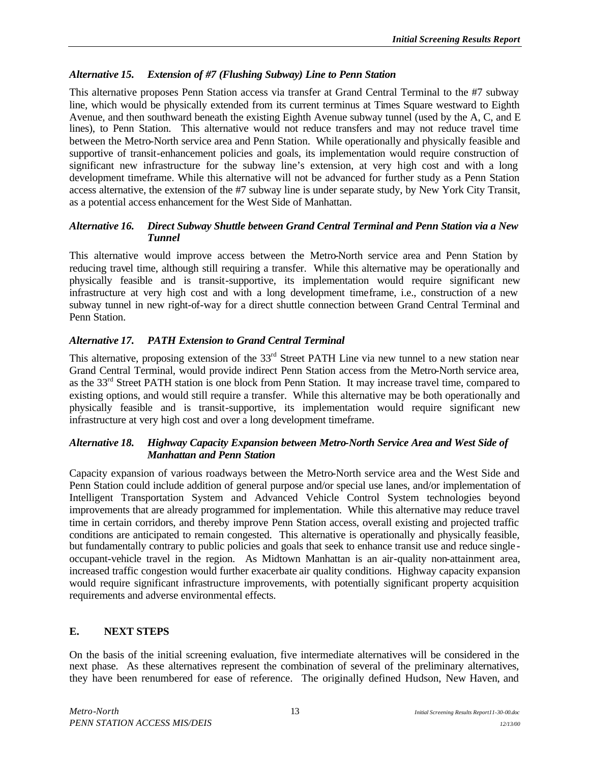### *Alternative 15. Extension of #7 (Flushing Subway) Line to Penn Station*

This alternative proposes Penn Station access via transfer at Grand Central Terminal to the #7 subway line, which would be physically extended from its current terminus at Times Square westward to Eighth Avenue, and then southward beneath the existing Eighth Avenue subway tunnel (used by the A, C, and E lines), to Penn Station. This alternative would not reduce transfers and may not reduce travel time between the Metro-North service area and Penn Station. While operationally and physically feasible and supportive of transit-enhancement policies and goals, its implementation would require construction of significant new infrastructure for the subway line's extension, at very high cost and with a long development timeframe. While this alternative will not be advanced for further study as a Penn Station access alternative, the extension of the #7 subway line is under separate study, by New York City Transit, as a potential access enhancement for the West Side of Manhattan.

### *Alternative 16. Direct Subway Shuttle between Grand Central Terminal and Penn Station via a New Tunnel*

This alternative would improve access between the Metro-North service area and Penn Station by reducing travel time, although still requiring a transfer. While this alternative may be operationally and physically feasible and is transit-supportive, its implementation would require significant new infrastructure at very high cost and with a long development timeframe, i.e., construction of a new subway tunnel in new right-of-way for a direct shuttle connection between Grand Central Terminal and Penn Station.

### *Alternative 17. PATH Extension to Grand Central Terminal*

This alternative, proposing extension of the 33rd Street PATH Line via new tunnel to a new station near Grand Central Terminal, would provide indirect Penn Station access from the Metro-North service area, as the 33rd Street PATH station is one block from Penn Station. It may increase travel time, compared to existing options, and would still require a transfer. While this alternative may be both operationally and physically feasible and is transit-supportive, its implementation would require significant new infrastructure at very high cost and over a long development timeframe.

### *Alternative 18. Highway Capacity Expansion between Metro-North Service Area and West Side of Manhattan and Penn Station*

Capacity expansion of various roadways between the Metro-North service area and the West Side and Penn Station could include addition of general purpose and/or special use lanes, and/or implementation of Intelligent Transportation System and Advanced Vehicle Control System technologies beyond improvements that are already programmed for implementation. While this alternative may reduce travel time in certain corridors, and thereby improve Penn Station access, overall existing and projected traffic conditions are anticipated to remain congested. This alternative is operationally and physically feasible, but fundamentally contrary to public policies and goals that seek to enhance transit use and reduce single-occupant-vehicle travel in the region. As Midtown Manhattan is an air-quality non-attainment area, increased traffic congestion would further exacerbate air quality conditions. Highway capacity expansion would require significant infrastructure improvements, with potentially significant property acquisition requirements and adverse environmental effects.

## E. NEXT STEPS

On the basis of the initial screening evaluation, five intermediate alternatives will be considered in the next phase. As these alternatives represent the combination of several of the preliminary alternatives, they have been renumbered for ease of reference. The originally defined Hudson, New Haven, and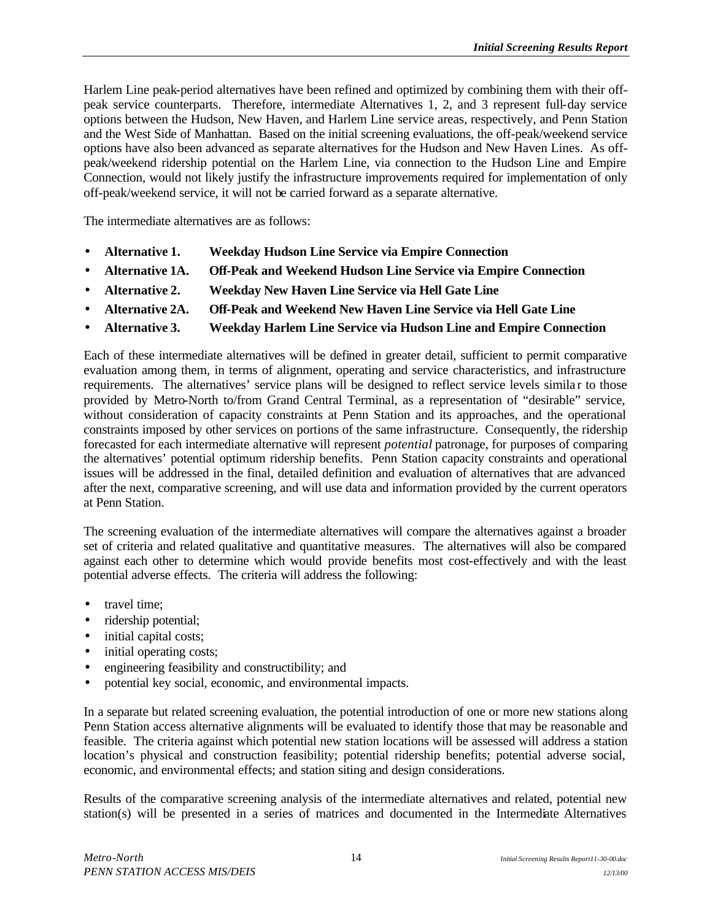Harlem Line peak-period alternatives have been refined and optimized by combining them with their off-peak service counterparts. Therefore, intermediate Alternatives 1, 2, and 3 represent full-day service options between the Hudson, New Haven, and Harlem Line service areas, respectively, and Penn Station and the West Side of Manhattan. Based on the initial screening evaluations, the off-peak/weekend service options have also been advanced as separate alternatives for the Hudson and New Haven Lines. As off-peak/weekend ridership potential on the Harlem Line, via connection to the Hudson Line and Empire Connection, would not likely justify the infrastructure improvements required for implementation of only off-peak/weekend service, it will not be carried forward as a separate alternative.

The intermediate alternatives are as follows:

- **Alternative 1. Weekday Hudson Line Service via Empire Connection**
- **Alternative 1A. Off-Peak and Weekend Hudson Line Service via Empire Connection**
- **Alternative 2. Weekday New Haven Line Service via Hell Gate Line**
- **Alternative 2A. Off-Peak and Weekend New Haven Line Service via Hell Gate Line**
- **Alternative 3. Weekday Harlem Line Service via Hudson Line and Empire Connection**

Each of these intermediate alternatives will be defined in greater detail, sufficient to permit comparative evaluation among them, in terms of alignment, operating and service characteristics, and infrastructure requirements. The alternatives' service plans will be designed to reflect service levels similar to those provided by Metro-North to/from Grand Central Terminal, as a representation of "desirable" service, without consideration of capacity constraints at Penn Station and its approaches, and the operational constraints imposed by other services on portions of the same infrastructure. Consequently, the ridership forecasted for each intermediate alternative will represent *potential* patronage, for purposes of comparing the alternatives' potential optimum ridership benefits. Penn Station capacity constraints and operational issues will be addressed in the final, detailed definition and evaluation of alternatives that are advanced after the next, comparative screening, and will use data and information provided by the current operators at Penn Station.

The screening evaluation of the intermediate alternatives will compare the alternatives against a broader set of criteria and related qualitative and quantitative measures. The alternatives will also be compared against each other to determine which would provide benefits most cost-effectively and with the least potential adverse effects. The criteria will address the following:

- travel time;
- ridership potential;
- initial capital costs;
- initial operating costs;
- engineering feasibility and constructibility; and
- potential key social, economic, and environmental impacts.

In a separate but related screening evaluation, the potential introduction of one or more new stations along Penn Station access alternative alignments will be evaluated to identify those that may be reasonable and feasible. The criteria against which potential new station locations will be assessed will address a station location's physical and construction feasibility; potential ridership benefits; potential adverse social, economic, and environmental effects; and station siting and design considerations.

Results of the comparative screening analysis of the intermediate alternatives and related, potential new station(s) will be presented in a series of matrices and documented in the Intermediate Alternatives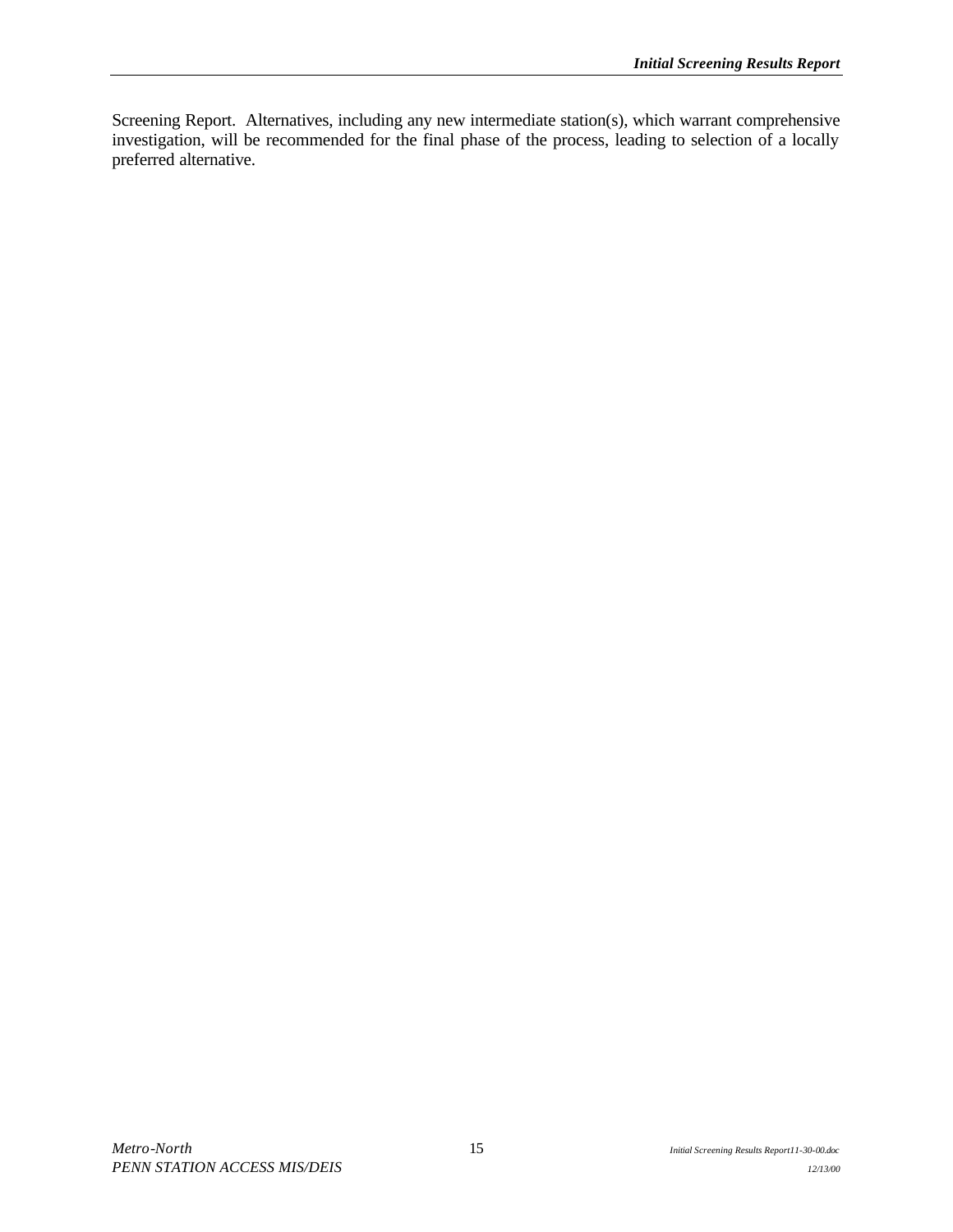Screening Report. Alternatives, including any new intermediate station(s), which warrant comprehensive investigation, will be recommended for the final phase of the process, leading to selection of a locally preferred alternative.